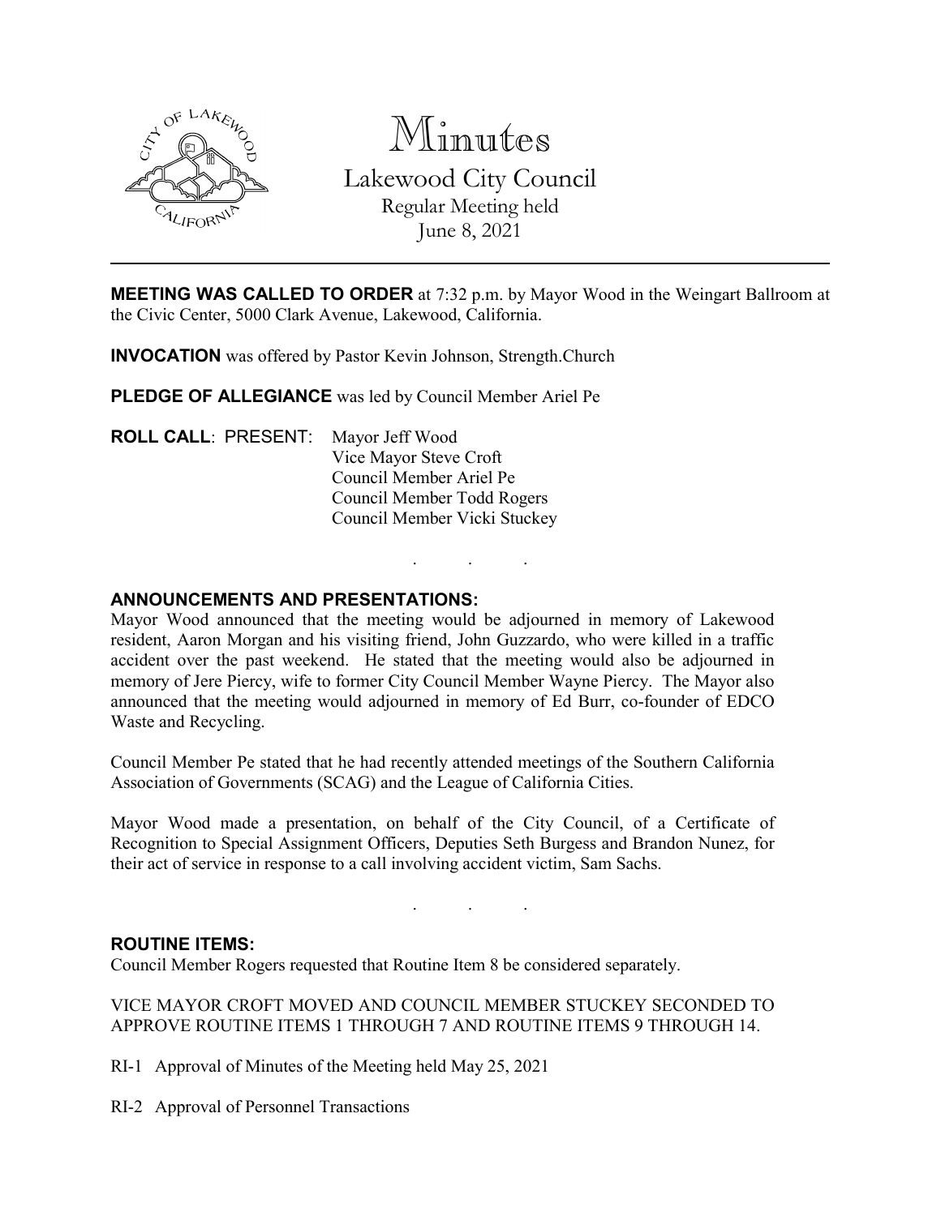# Minutes

Lakewood City Council
Regular Meeting held
June 8, 2021

**MEETING WAS CALLED TO ORDER** at 7:32 p.m. by Mayor Wood in the Weingart Ballroom at the Civic Center, 5000 Clark Avenue, Lakewood, California.

**INVOCATION** was offered by Pastor Kevin Johnson, Strength.Church

**PLEDGE OF ALLEGIANCE** was led by Council Member Ariel Pe

**ROLL CALL**: PRESENT: Mayor Jeff Wood
Vice Mayor Steve Croft
Council Member Ariel Pe
Council Member Todd Rogers
Council Member Vicki Stuckey

. . .

**ANNOUNCEMENTS AND PRESENTATIONS:**

Mayor Wood announced that the meeting would be adjourned in memory of Lakewood resident, Aaron Morgan and his visiting friend, John Guzzardo, who were killed in a traffic accident over the past weekend. He stated that the meeting would also be adjourned in memory of Jere Piercy, wife to former City Council Member Wayne Piercy. The Mayor also announced that the meeting would adjourned in memory of Ed Burr, co-founder of EDCO Waste and Recycling.

Council Member Pe stated that he had recently attended meetings of the Southern California Association of Governments (SCAG) and the League of California Cities.

Mayor Wood made a presentation, on behalf of the City Council, of a Certificate of Recognition to Special Assignment Officers, Deputies Seth Burgess and Brandon Nunez, for their act of service in response to a call involving accident victim, Sam Sachs.

. . .

**ROUTINE ITEMS:**

Council Member Rogers requested that Routine Item 8 be considered separately.

VICE MAYOR CROFT MOVED AND COUNCIL MEMBER STUCKEY SECONDED TO APPROVE ROUTINE ITEMS 1 THROUGH 7 AND ROUTINE ITEMS 9 THROUGH 14.

RI-1 Approval of Minutes of the Meeting held May 25, 2021

RI-2 Approval of Personnel Transactions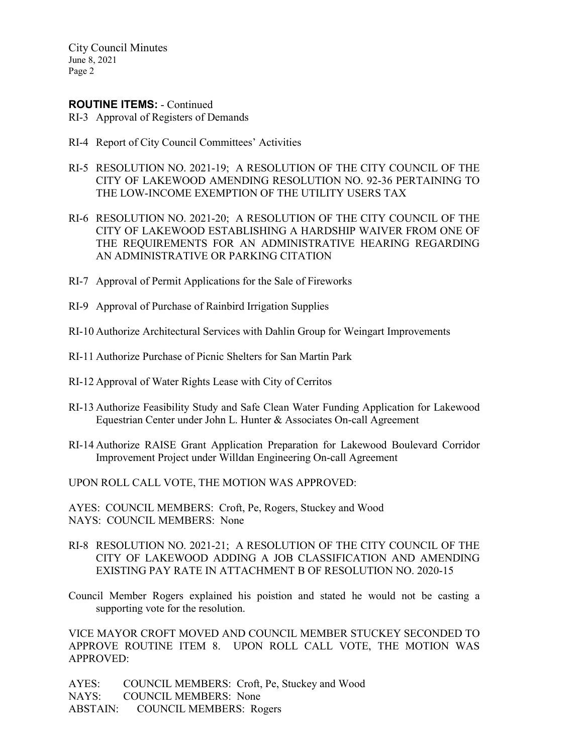**ROUTINE ITEMS:** - Continued

RI-3 Approval of Registers of Demands

RI-4 Report of City Council Committees' Activities

RI-5 RESOLUTION NO. 2021-19; A RESOLUTION OF THE CITY COUNCIL OF THE CITY OF LAKEWOOD AMENDING RESOLUTION NO. 92-36 PERTAINING TO THE LOW-INCOME EXEMPTION OF THE UTILITY USERS TAX

RI-6 RESOLUTION NO. 2021-20; A RESOLUTION OF THE CITY COUNCIL OF THE CITY OF LAKEWOOD ESTABLISHING A HARDSHIP WAIVER FROM ONE OF THE REQUIREMENTS FOR AN ADMINISTRATIVE HEARING REGARDING AN ADMINISTRATIVE OR PARKING CITATION

RI-7 Approval of Permit Applications for the Sale of Fireworks

RI-9 Approval of Purchase of Rainbird Irrigation Supplies

RI-10 Authorize Architectural Services with Dahlin Group for Weingart Improvements

RI-11 Authorize Purchase of Picnic Shelters for San Martin Park

RI-12 Approval of Water Rights Lease with City of Cerritos

RI-13 Authorize Feasibility Study and Safe Clean Water Funding Application for Lakewood Equestrian Center under John L. Hunter & Associates On-call Agreement

RI-14 Authorize RAISE Grant Application Preparation for Lakewood Boulevard Corridor Improvement Project under Willdan Engineering On-call Agreement

UPON ROLL CALL VOTE, THE MOTION WAS APPROVED:

AYES: COUNCIL MEMBERS: Croft, Pe, Rogers, Stuckey and Wood
NAYS: COUNCIL MEMBERS: None

RI-8 RESOLUTION NO. 2021-21; A RESOLUTION OF THE CITY COUNCIL OF THE CITY OF LAKEWOOD ADDING A JOB CLASSIFICATION AND AMENDING EXISTING PAY RATE IN ATTACHMENT B OF RESOLUTION NO. 2020-15

Council Member Rogers explained his poistion and stated he would not be casting a supporting vote for the resolution.

VICE MAYOR CROFT MOVED AND COUNCIL MEMBER STUCKEY SECONDED TO APPROVE ROUTINE ITEM 8. UPON ROLL CALL VOTE, THE MOTION WAS APPROVED:

AYES: COUNCIL MEMBERS: Croft, Pe, Stuckey and Wood
NAYS: COUNCIL MEMBERS: None
ABSTAIN: COUNCIL MEMBERS: Rogers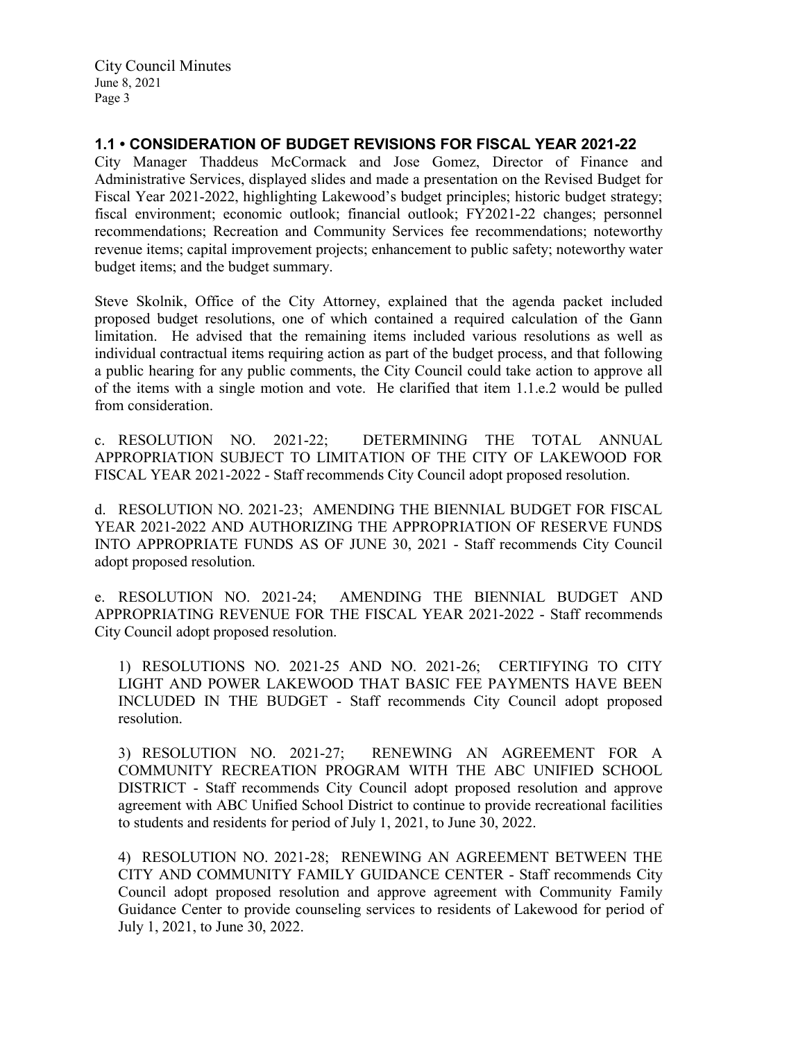## 1.1 • CONSIDERATION OF BUDGET REVISIONS FOR FISCAL YEAR 2021-22

City Manager Thaddeus McCormack and Jose Gomez, Director of Finance and Administrative Services, displayed slides and made a presentation on the Revised Budget for Fiscal Year 2021-2022, highlighting Lakewood's budget principles; historic budget strategy; fiscal environment; economic outlook; financial outlook; FY2021-22 changes; personnel recommendations; Recreation and Community Services fee recommendations; noteworthy revenue items; capital improvement projects; enhancement to public safety; noteworthy water budget items; and the budget summary.

Steve Skolnik, Office of the City Attorney, explained that the agenda packet included proposed budget resolutions, one of which contained a required calculation of the Gann limitation. He advised that the remaining items included various resolutions as well as individual contractual items requiring action as part of the budget process, and that following a public hearing for any public comments, the City Council could take action to approve all of the items with a single motion and vote. He clarified that item 1.1.e.2 would be pulled from consideration.

c. RESOLUTION NO. 2021-22; DETERMINING THE TOTAL ANNUAL APPROPRIATION SUBJECT TO LIMITATION OF THE CITY OF LAKEWOOD FOR FISCAL YEAR 2021-2022 - Staff recommends City Council adopt proposed resolution.

d. RESOLUTION NO. 2021-23; AMENDING THE BIENNIAL BUDGET FOR FISCAL YEAR 2021-2022 AND AUTHORIZING THE APPROPRIATION OF RESERVE FUNDS INTO APPROPRIATE FUNDS AS OF JUNE 30, 2021 - Staff recommends City Council adopt proposed resolution.

e. RESOLUTION NO. 2021-24; AMENDING THE BIENNIAL BUDGET AND APPROPRIATING REVENUE FOR THE FISCAL YEAR 2021-2022 - Staff recommends City Council adopt proposed resolution.

1) RESOLUTIONS NO. 2021-25 AND NO. 2021-26; CERTIFYING TO CITY LIGHT AND POWER LAKEWOOD THAT BASIC FEE PAYMENTS HAVE BEEN INCLUDED IN THE BUDGET - Staff recommends City Council adopt proposed resolution.

3) RESOLUTION NO. 2021-27; RENEWING AN AGREEMENT FOR A COMMUNITY RECREATION PROGRAM WITH THE ABC UNIFIED SCHOOL DISTRICT - Staff recommends City Council adopt proposed resolution and approve agreement with ABC Unified School District to continue to provide recreational facilities to students and residents for period of July 1, 2021, to June 30, 2022.

4) RESOLUTION NO. 2021-28; RENEWING AN AGREEMENT BETWEEN THE CITY AND COMMUNITY FAMILY GUIDANCE CENTER - Staff recommends City Council adopt proposed resolution and approve agreement with Community Family Guidance Center to provide counseling services to residents of Lakewood for period of July 1, 2021, to June 30, 2022.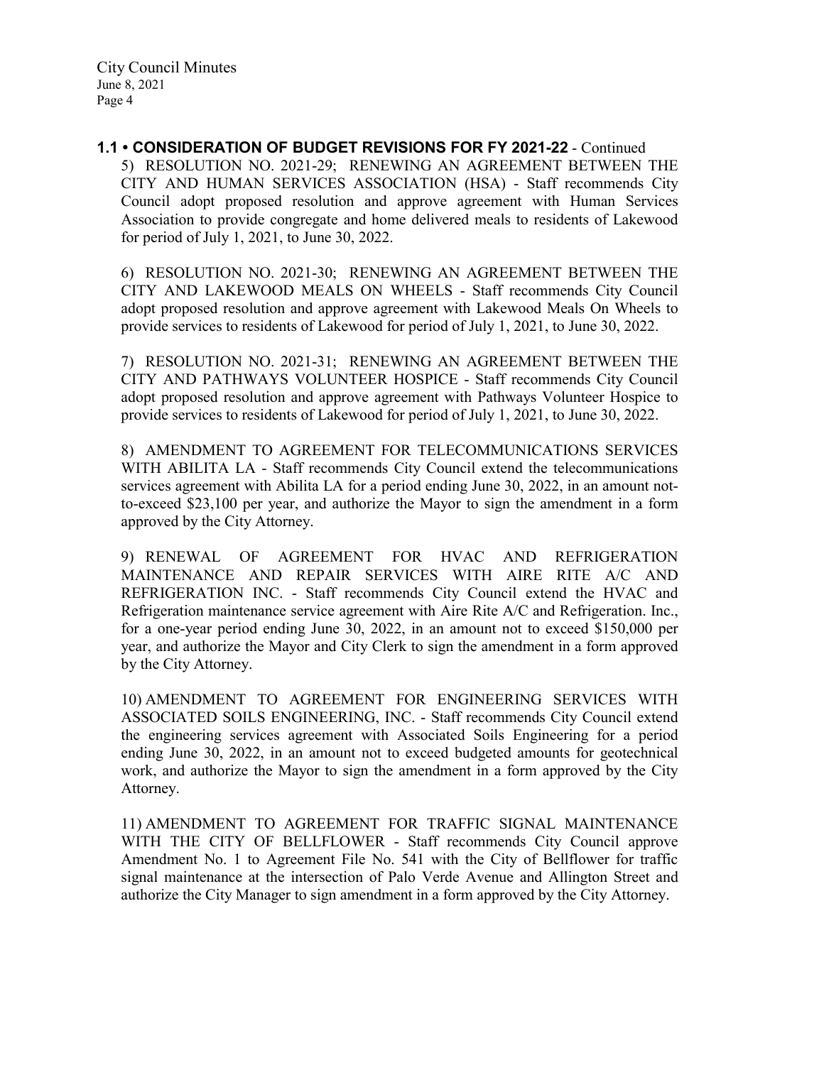### 1.1 • CONSIDERATION OF BUDGET REVISIONS FOR FY 2021-22 - Continued

5) RESOLUTION NO. 2021-29; RENEWING AN AGREEMENT BETWEEN THE CITY AND HUMAN SERVICES ASSOCIATION (HSA) - Staff recommends City Council adopt proposed resolution and approve agreement with Human Services Association to provide congregate and home delivered meals to residents of Lakewood for period of July 1, 2021, to June 30, 2022.

6) RESOLUTION NO. 2021-30; RENEWING AN AGREEMENT BETWEEN THE CITY AND LAKEWOOD MEALS ON WHEELS - Staff recommends City Council adopt proposed resolution and approve agreement with Lakewood Meals On Wheels to provide services to residents of Lakewood for period of July 1, 2021, to June 30, 2022.

7) RESOLUTION NO. 2021-31; RENEWING AN AGREEMENT BETWEEN THE CITY AND PATHWAYS VOLUNTEER HOSPICE - Staff recommends City Council adopt proposed resolution and approve agreement with Pathways Volunteer Hospice to provide services to residents of Lakewood for period of July 1, 2021, to June 30, 2022.

8) AMENDMENT TO AGREEMENT FOR TELECOMMUNICATIONS SERVICES WITH ABILITA LA - Staff recommends City Council extend the telecommunications services agreement with Abilita LA for a period ending June 30, 2022, in an amount not-to-exceed $23,100 per year, and authorize the Mayor to sign the amendment in a form approved by the City Attorney.

9) RENEWAL OF AGREEMENT FOR HVAC AND REFRIGERATION MAINTENANCE AND REPAIR SERVICES WITH AIRE RITE A/C AND REFRIGERATION INC. - Staff recommends City Council extend the HVAC and Refrigeration maintenance service agreement with Aire Rite A/C and Refrigeration. Inc., for a one-year period ending June 30, 2022, in an amount not to exceed $150,000 per year, and authorize the Mayor and City Clerk to sign the amendment in a form approved by the City Attorney.

10) AMENDMENT TO AGREEMENT FOR ENGINEERING SERVICES WITH ASSOCIATED SOILS ENGINEERING, INC. - Staff recommends City Council extend the engineering services agreement with Associated Soils Engineering for a period ending June 30, 2022, in an amount not to exceed budgeted amounts for geotechnical work, and authorize the Mayor to sign the amendment in a form approved by the City Attorney.

11) AMENDMENT TO AGREEMENT FOR TRAFFIC SIGNAL MAINTENANCE WITH THE CITY OF BELLFLOWER - Staff recommends City Council approve Amendment No. 1 to Agreement File No. 541 with the City of Bellflower for traffic signal maintenance at the intersection of Palo Verde Avenue and Allington Street and authorize the City Manager to sign amendment in a form approved by the City Attorney.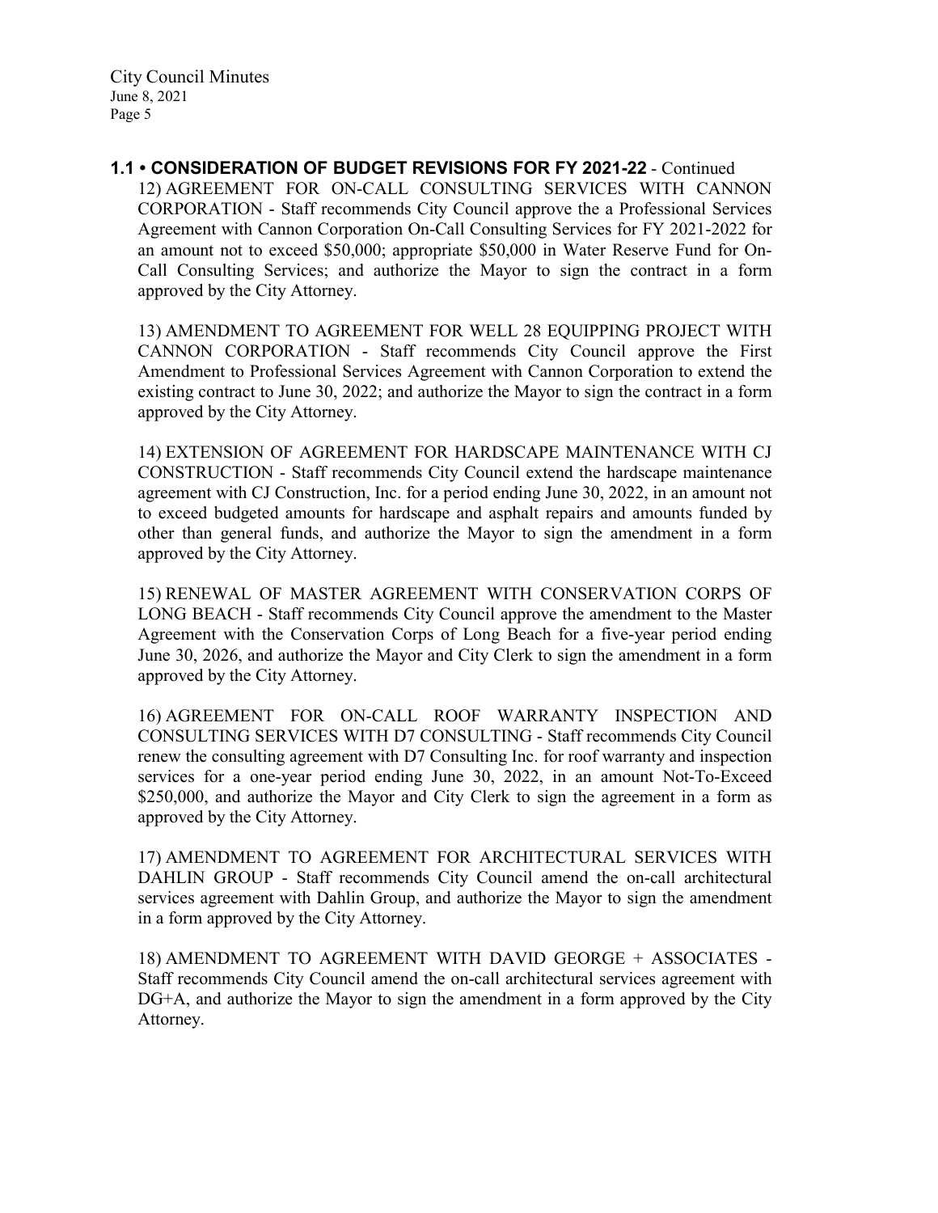## 1.1 • CONSIDERATION OF BUDGET REVISIONS FOR FY 2021-22 - Continued

12) AGREEMENT FOR ON-CALL CONSULTING SERVICES WITH CANNON CORPORATION - Staff recommends City Council approve the a Professional Services Agreement with Cannon Corporation On-Call Consulting Services for FY 2021-2022 for an amount not to exceed $50,000; appropriate $50,000 in Water Reserve Fund for On-Call Consulting Services; and authorize the Mayor to sign the contract in a form approved by the City Attorney.

13) AMENDMENT TO AGREEMENT FOR WELL 28 EQUIPPING PROJECT WITH CANNON CORPORATION - Staff recommends City Council approve the First Amendment to Professional Services Agreement with Cannon Corporation to extend the existing contract to June 30, 2022; and authorize the Mayor to sign the contract in a form approved by the City Attorney.

14) EXTENSION OF AGREEMENT FOR HARDSCAPE MAINTENANCE WITH CJ CONSTRUCTION - Staff recommends City Council extend the hardscape maintenance agreement with CJ Construction, Inc. for a period ending June 30, 2022, in an amount not to exceed budgeted amounts for hardscape and asphalt repairs and amounts funded by other than general funds, and authorize the Mayor to sign the amendment in a form approved by the City Attorney.

15) RENEWAL OF MASTER AGREEMENT WITH CONSERVATION CORPS OF LONG BEACH - Staff recommends City Council approve the amendment to the Master Agreement with the Conservation Corps of Long Beach for a five-year period ending June 30, 2026, and authorize the Mayor and City Clerk to sign the amendment in a form approved by the City Attorney.

16) AGREEMENT FOR ON-CALL ROOF WARRANTY INSPECTION AND CONSULTING SERVICES WITH D7 CONSULTING - Staff recommends City Council renew the consulting agreement with D7 Consulting Inc. for roof warranty and inspection services for a one-year period ending June 30, 2022, in an amount Not-To-Exceed $250,000, and authorize the Mayor and City Clerk to sign the agreement in a form as approved by the City Attorney.

17) AMENDMENT TO AGREEMENT FOR ARCHITECTURAL SERVICES WITH DAHLIN GROUP - Staff recommends City Council amend the on-call architectural services agreement with Dahlin Group, and authorize the Mayor to sign the amendment in a form approved by the City Attorney.

18) AMENDMENT TO AGREEMENT WITH DAVID GEORGE + ASSOCIATES - Staff recommends City Council amend the on-call architectural services agreement with DG+A, and authorize the Mayor to sign the amendment in a form approved by the City Attorney.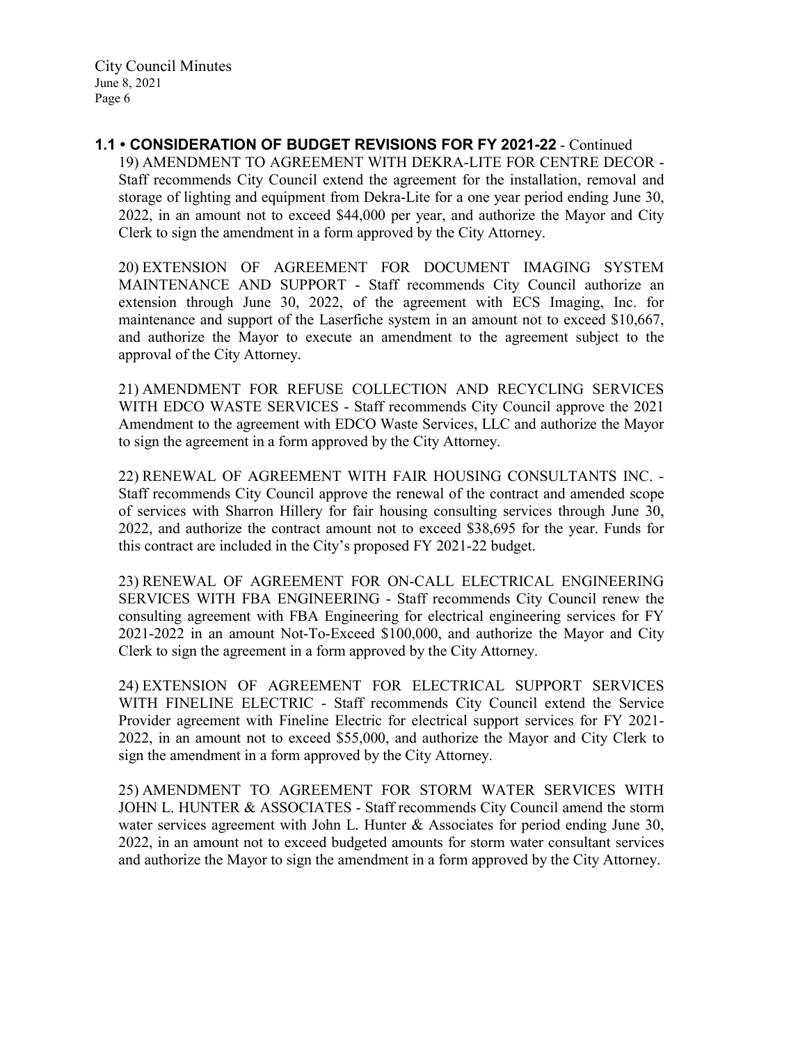## 1.1 • CONSIDERATION OF BUDGET REVISIONS FOR FY 2021-22 - Continued

19) AMENDMENT TO AGREEMENT WITH DEKRA-LITE FOR CENTRE DECOR - Staff recommends City Council extend the agreement for the installation, removal and storage of lighting and equipment from Dekra-Lite for a one year period ending June 30, 2022, in an amount not to exceed $44,000 per year, and authorize the Mayor and City Clerk to sign the amendment in a form approved by the City Attorney.

20) EXTENSION OF AGREEMENT FOR DOCUMENT IMAGING SYSTEM MAINTENANCE AND SUPPORT - Staff recommends City Council authorize an extension through June 30, 2022, of the agreement with ECS Imaging, Inc. for maintenance and support of the Laserfiche system in an amount not to exceed $10,667, and authorize the Mayor to execute an amendment to the agreement subject to the approval of the City Attorney.

21) AMENDMENT FOR REFUSE COLLECTION AND RECYCLING SERVICES WITH EDCO WASTE SERVICES - Staff recommends City Council approve the 2021 Amendment to the agreement with EDCO Waste Services, LLC and authorize the Mayor to sign the agreement in a form approved by the City Attorney.

22) RENEWAL OF AGREEMENT WITH FAIR HOUSING CONSULTANTS INC. - Staff recommends City Council approve the renewal of the contract and amended scope of services with Sharron Hillery for fair housing consulting services through June 30, 2022, and authorize the contract amount not to exceed $38,695 for the year. Funds for this contract are included in the City's proposed FY 2021-22 budget.

23) RENEWAL OF AGREEMENT FOR ON-CALL ELECTRICAL ENGINEERING SERVICES WITH FBA ENGINEERING - Staff recommends City Council renew the consulting agreement with FBA Engineering for electrical engineering services for FY 2021-2022 in an amount Not-To-Exceed $100,000, and authorize the Mayor and City Clerk to sign the agreement in a form approved by the City Attorney.

24) EXTENSION OF AGREEMENT FOR ELECTRICAL SUPPORT SERVICES WITH FINELINE ELECTRIC - Staff recommends City Council extend the Service Provider agreement with Fineline Electric for electrical support services for FY 2021-2022, in an amount not to exceed $55,000, and authorize the Mayor and City Clerk to sign the amendment in a form approved by the City Attorney.

25) AMENDMENT TO AGREEMENT FOR STORM WATER SERVICES WITH JOHN L. HUNTER & ASSOCIATES - Staff recommends City Council amend the storm water services agreement with John L. Hunter & Associates for period ending June 30, 2022, in an amount not to exceed budgeted amounts for storm water consultant services and authorize the Mayor to sign the amendment in a form approved by the City Attorney.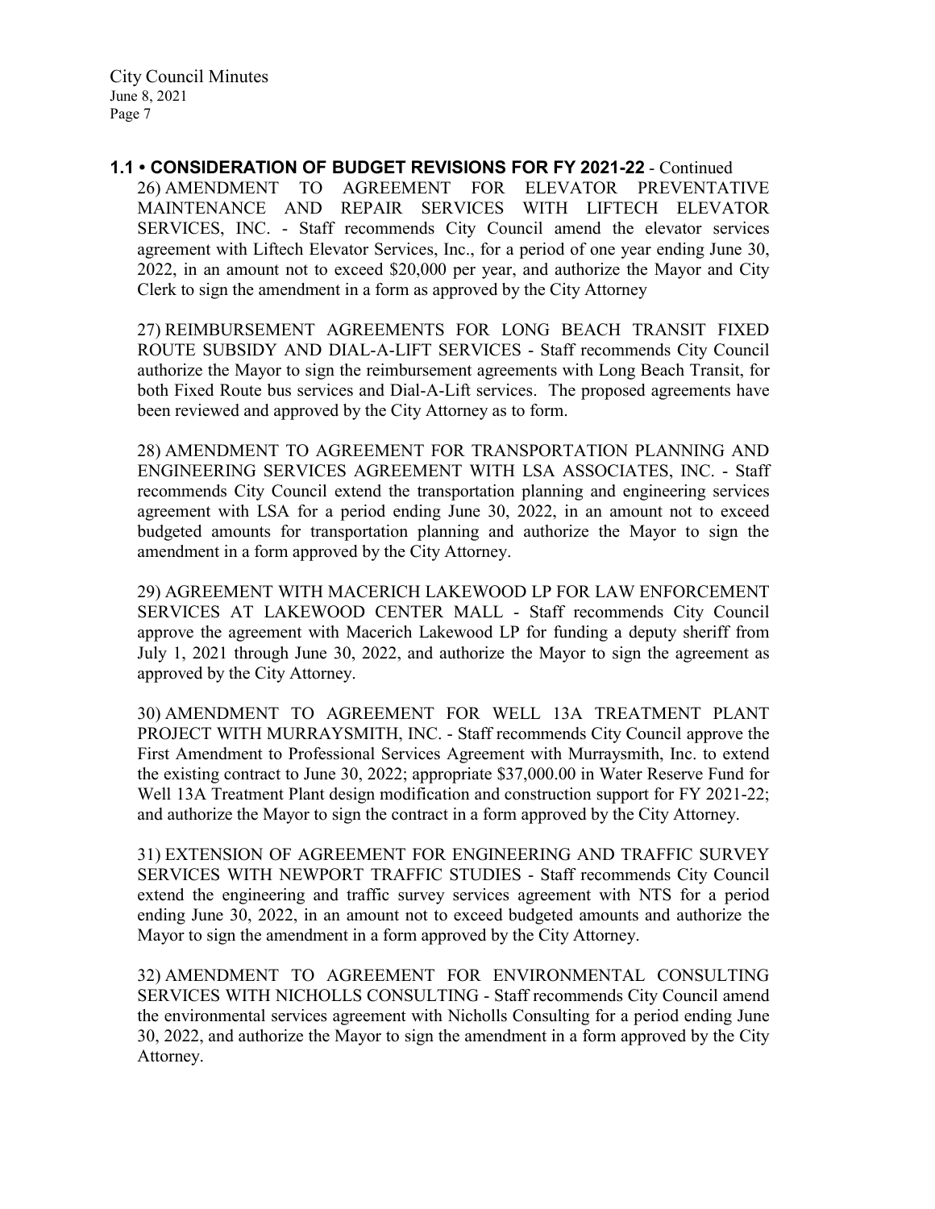**1.1 • CONSIDERATION OF BUDGET REVISIONS FOR FY 2021-22** - Continued

26) AMENDMENT TO AGREEMENT FOR ELEVATOR PREVENTATIVE MAINTENANCE AND REPAIR SERVICES WITH LIFTECH ELEVATOR SERVICES, INC. - Staff recommends City Council amend the elevator services agreement with Liftech Elevator Services, Inc., for a period of one year ending June 30, 2022, in an amount not to exceed $20,000 per year, and authorize the Mayor and City Clerk to sign the amendment in a form as approved by the City Attorney

27) REIMBURSEMENT AGREEMENTS FOR LONG BEACH TRANSIT FIXED ROUTE SUBSIDY AND DIAL-A-LIFT SERVICES - Staff recommends City Council authorize the Mayor to sign the reimbursement agreements with Long Beach Transit, for both Fixed Route bus services and Dial-A-Lift services. The proposed agreements have been reviewed and approved by the City Attorney as to form.

28) AMENDMENT TO AGREEMENT FOR TRANSPORTATION PLANNING AND ENGINEERING SERVICES AGREEMENT WITH LSA ASSOCIATES, INC. - Staff recommends City Council extend the transportation planning and engineering services agreement with LSA for a period ending June 30, 2022, in an amount not to exceed budgeted amounts for transportation planning and authorize the Mayor to sign the amendment in a form approved by the City Attorney.

29) AGREEMENT WITH MACERICH LAKEWOOD LP FOR LAW ENFORCEMENT SERVICES AT LAKEWOOD CENTER MALL - Staff recommends City Council approve the agreement with Macerich Lakewood LP for funding a deputy sheriff from July 1, 2021 through June 30, 2022, and authorize the Mayor to sign the agreement as approved by the City Attorney.

30) AMENDMENT TO AGREEMENT FOR WELL 13A TREATMENT PLANT PROJECT WITH MURRAYSMITH, INC. - Staff recommends City Council approve the First Amendment to Professional Services Agreement with Murraysmith, Inc. to extend the existing contract to June 30, 2022; appropriate $37,000.00 in Water Reserve Fund for Well 13A Treatment Plant design modification and construction support for FY 2021-22; and authorize the Mayor to sign the contract in a form approved by the City Attorney.

31) EXTENSION OF AGREEMENT FOR ENGINEERING AND TRAFFIC SURVEY SERVICES WITH NEWPORT TRAFFIC STUDIES - Staff recommends City Council extend the engineering and traffic survey services agreement with NTS for a period ending June 30, 2022, in an amount not to exceed budgeted amounts and authorize the Mayor to sign the amendment in a form approved by the City Attorney.

32) AMENDMENT TO AGREEMENT FOR ENVIRONMENTAL CONSULTING SERVICES WITH NICHOLLS CONSULTING - Staff recommends City Council amend the environmental services agreement with Nicholls Consulting for a period ending June 30, 2022, and authorize the Mayor to sign the amendment in a form approved by the City Attorney.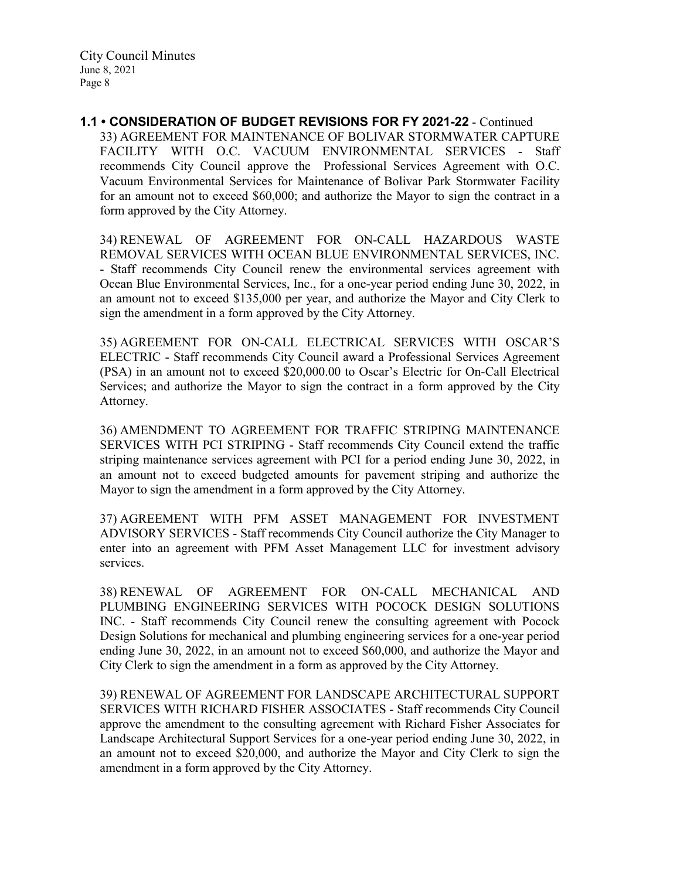**1.1 • CONSIDERATION OF BUDGET REVISIONS FOR FY 2021-22** - Continued

33) AGREEMENT FOR MAINTENANCE OF BOLIVAR STORMWATER CAPTURE FACILITY WITH O.C. VACUUM ENVIRONMENTAL SERVICES - Staff recommends City Council approve the Professional Services Agreement with O.C. Vacuum Environmental Services for Maintenance of Bolivar Park Stormwater Facility for an amount not to exceed $60,000; and authorize the Mayor to sign the contract in a form approved by the City Attorney.

34) RENEWAL OF AGREEMENT FOR ON-CALL HAZARDOUS WASTE REMOVAL SERVICES WITH OCEAN BLUE ENVIRONMENTAL SERVICES, INC. - Staff recommends City Council renew the environmental services agreement with Ocean Blue Environmental Services, Inc., for a one-year period ending June 30, 2022, in an amount not to exceed $135,000 per year, and authorize the Mayor and City Clerk to sign the amendment in a form approved by the City Attorney.

35) AGREEMENT FOR ON-CALL ELECTRICAL SERVICES WITH OSCAR'S ELECTRIC - Staff recommends City Council award a Professional Services Agreement (PSA) in an amount not to exceed $20,000.00 to Oscar's Electric for On-Call Electrical Services; and authorize the Mayor to sign the contract in a form approved by the City Attorney.

36) AMENDMENT TO AGREEMENT FOR TRAFFIC STRIPING MAINTENANCE SERVICES WITH PCI STRIPING - Staff recommends City Council extend the traffic striping maintenance services agreement with PCI for a period ending June 30, 2022, in an amount not to exceed budgeted amounts for pavement striping and authorize the Mayor to sign the amendment in a form approved by the City Attorney.

37) AGREEMENT WITH PFM ASSET MANAGEMENT FOR INVESTMENT ADVISORY SERVICES - Staff recommends City Council authorize the City Manager to enter into an agreement with PFM Asset Management LLC for investment advisory services.

38) RENEWAL OF AGREEMENT FOR ON-CALL MECHANICAL AND PLUMBING ENGINEERING SERVICES WITH POCOCK DESIGN SOLUTIONS INC. - Staff recommends City Council renew the consulting agreement with Pocock Design Solutions for mechanical and plumbing engineering services for a one-year period ending June 30, 2022, in an amount not to exceed $60,000, and authorize the Mayor and City Clerk to sign the amendment in a form as approved by the City Attorney.

39) RENEWAL OF AGREEMENT FOR LANDSCAPE ARCHITECTURAL SUPPORT SERVICES WITH RICHARD FISHER ASSOCIATES - Staff recommends City Council approve the amendment to the consulting agreement with Richard Fisher Associates for Landscape Architectural Support Services for a one-year period ending June 30, 2022, in an amount not to exceed $20,000, and authorize the Mayor and City Clerk to sign the amendment in a form approved by the City Attorney.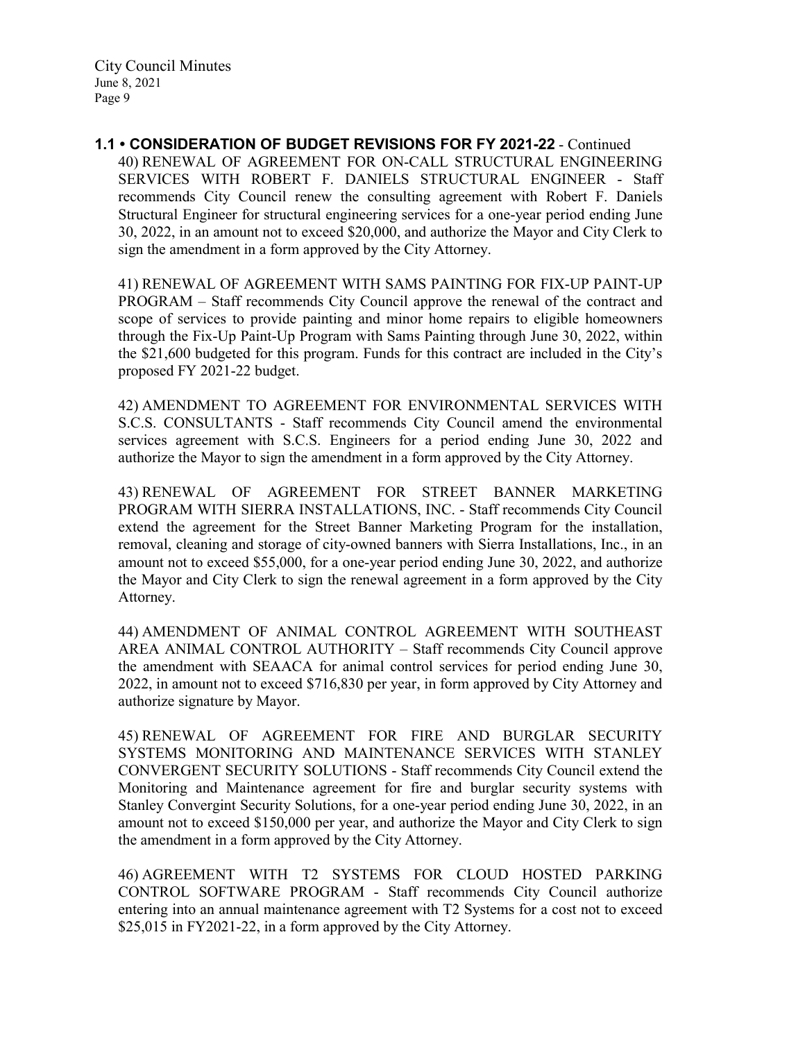**1.1 • CONSIDERATION OF BUDGET REVISIONS FOR FY 2021-22** - Continued

40) RENEWAL OF AGREEMENT FOR ON-CALL STRUCTURAL ENGINEERING SERVICES WITH ROBERT F. DANIELS STRUCTURAL ENGINEER - Staff recommends City Council renew the consulting agreement with Robert F. Daniels Structural Engineer for structural engineering services for a one-year period ending June 30, 2022, in an amount not to exceed $20,000, and authorize the Mayor and City Clerk to sign the amendment in a form approved by the City Attorney.

41) RENEWAL OF AGREEMENT WITH SAMS PAINTING FOR FIX-UP PAINT-UP PROGRAM – Staff recommends City Council approve the renewal of the contract and scope of services to provide painting and minor home repairs to eligible homeowners through the Fix-Up Paint-Up Program with Sams Painting through June 30, 2022, within the $21,600 budgeted for this program. Funds for this contract are included in the City's proposed FY 2021-22 budget.

42) AMENDMENT TO AGREEMENT FOR ENVIRONMENTAL SERVICES WITH S.C.S. CONSULTANTS - Staff recommends City Council amend the environmental services agreement with S.C.S. Engineers for a period ending June 30, 2022 and authorize the Mayor to sign the amendment in a form approved by the City Attorney.

43) RENEWAL OF AGREEMENT FOR STREET BANNER MARKETING PROGRAM WITH SIERRA INSTALLATIONS, INC. - Staff recommends City Council extend the agreement for the Street Banner Marketing Program for the installation, removal, cleaning and storage of city-owned banners with Sierra Installations, Inc., in an amount not to exceed $55,000, for a one-year period ending June 30, 2022, and authorize the Mayor and City Clerk to sign the renewal agreement in a form approved by the City Attorney.

44) AMENDMENT OF ANIMAL CONTROL AGREEMENT WITH SOUTHEAST AREA ANIMAL CONTROL AUTHORITY – Staff recommends City Council approve the amendment with SEAACA for animal control services for period ending June 30, 2022, in amount not to exceed $716,830 per year, in form approved by City Attorney and authorize signature by Mayor.

45) RENEWAL OF AGREEMENT FOR FIRE AND BURGLAR SECURITY SYSTEMS MONITORING AND MAINTENANCE SERVICES WITH STANLEY CONVERGENT SECURITY SOLUTIONS - Staff recommends City Council extend the Monitoring and Maintenance agreement for fire and burglar security systems with Stanley Convergint Security Solutions, for a one-year period ending June 30, 2022, in an amount not to exceed $150,000 per year, and authorize the Mayor and City Clerk to sign the amendment in a form approved by the City Attorney.

46) AGREEMENT WITH T2 SYSTEMS FOR CLOUD HOSTED PARKING CONTROL SOFTWARE PROGRAM - Staff recommends City Council authorize entering into an annual maintenance agreement with T2 Systems for a cost not to exceed $25,015 in FY2021-22, in a form approved by the City Attorney.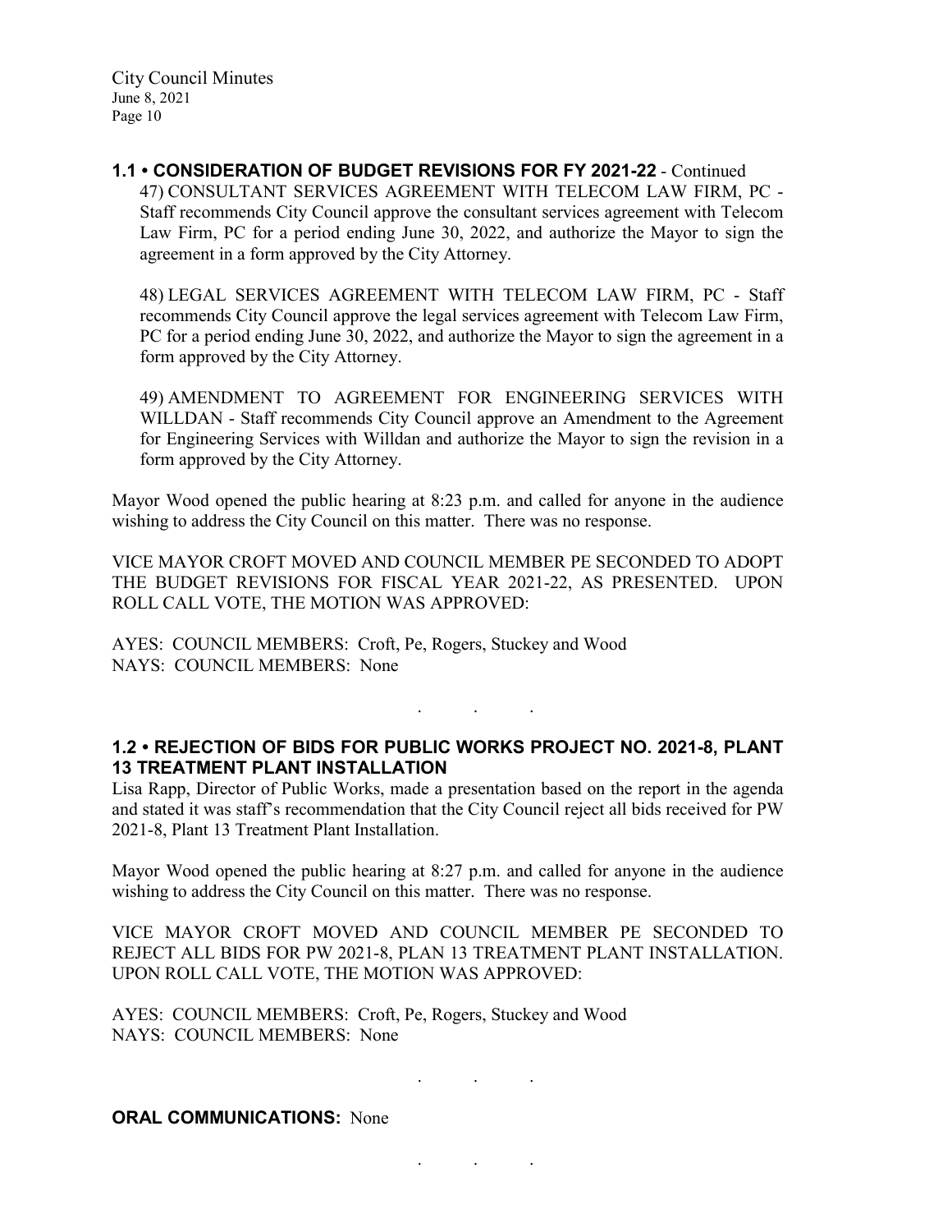## 1.1 • CONSIDERATION OF BUDGET REVISIONS FOR FY 2021-22 - Continued

47) CONSULTANT SERVICES AGREEMENT WITH TELECOM LAW FIRM, PC - Staff recommends City Council approve the consultant services agreement with Telecom Law Firm, PC for a period ending June 30, 2022, and authorize the Mayor to sign the agreement in a form approved by the City Attorney.

48) LEGAL SERVICES AGREEMENT WITH TELECOM LAW FIRM, PC - Staff recommends City Council approve the legal services agreement with Telecom Law Firm, PC for a period ending June 30, 2022, and authorize the Mayor to sign the agreement in a form approved by the City Attorney.

49) AMENDMENT TO AGREEMENT FOR ENGINEERING SERVICES WITH WILLDAN - Staff recommends City Council approve an Amendment to the Agreement for Engineering Services with Willdan and authorize the Mayor to sign the revision in a form approved by the City Attorney.

Mayor Wood opened the public hearing at 8:23 p.m. and called for anyone in the audience wishing to address the City Council on this matter. There was no response.

VICE MAYOR CROFT MOVED AND COUNCIL MEMBER PE SECONDED TO ADOPT THE BUDGET REVISIONS FOR FISCAL YEAR 2021-22, AS PRESENTED. UPON ROLL CALL VOTE, THE MOTION WAS APPROVED:

AYES: COUNCIL MEMBERS: Croft, Pe, Rogers, Stuckey and Wood
NAYS: COUNCIL MEMBERS: None

. . .

## 1.2 • REJECTION OF BIDS FOR PUBLIC WORKS PROJECT NO. 2021-8, PLANT 13 TREATMENT PLANT INSTALLATION

Lisa Rapp, Director of Public Works, made a presentation based on the report in the agenda and stated it was staff's recommendation that the City Council reject all bids received for PW 2021-8, Plant 13 Treatment Plant Installation.

Mayor Wood opened the public hearing at 8:27 p.m. and called for anyone in the audience wishing to address the City Council on this matter. There was no response.

VICE MAYOR CROFT MOVED AND COUNCIL MEMBER PE SECONDED TO REJECT ALL BIDS FOR PW 2021-8, PLAN 13 TREATMENT PLANT INSTALLATION. UPON ROLL CALL VOTE, THE MOTION WAS APPROVED:

AYES: COUNCIL MEMBERS: Croft, Pe, Rogers, Stuckey and Wood
NAYS: COUNCIL MEMBERS: None

. . .

**ORAL COMMUNICATIONS:** None

. . .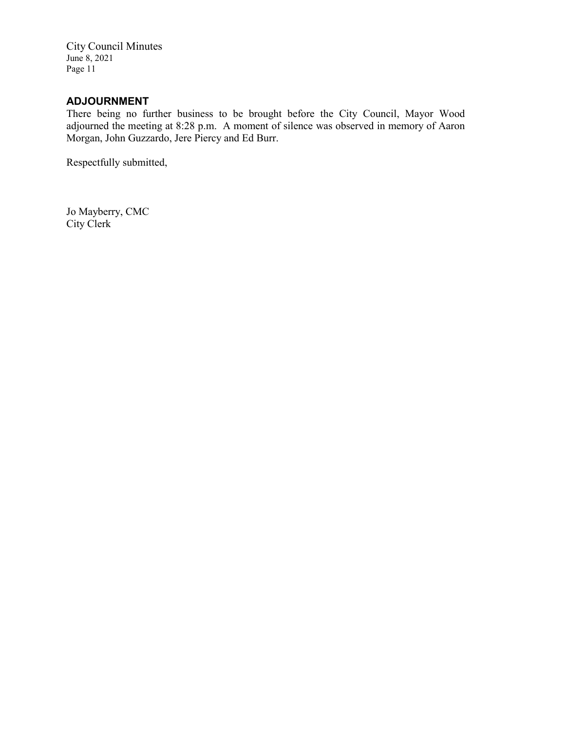## ADJOURNMENT

There being no further business to be brought before the City Council, Mayor Wood adjourned the meeting at 8:28 p.m. A moment of silence was observed in memory of Aaron Morgan, John Guzzardo, Jere Piercy and Ed Burr.

Respectfully submitted,

Jo Mayberry, CMC
City Clerk